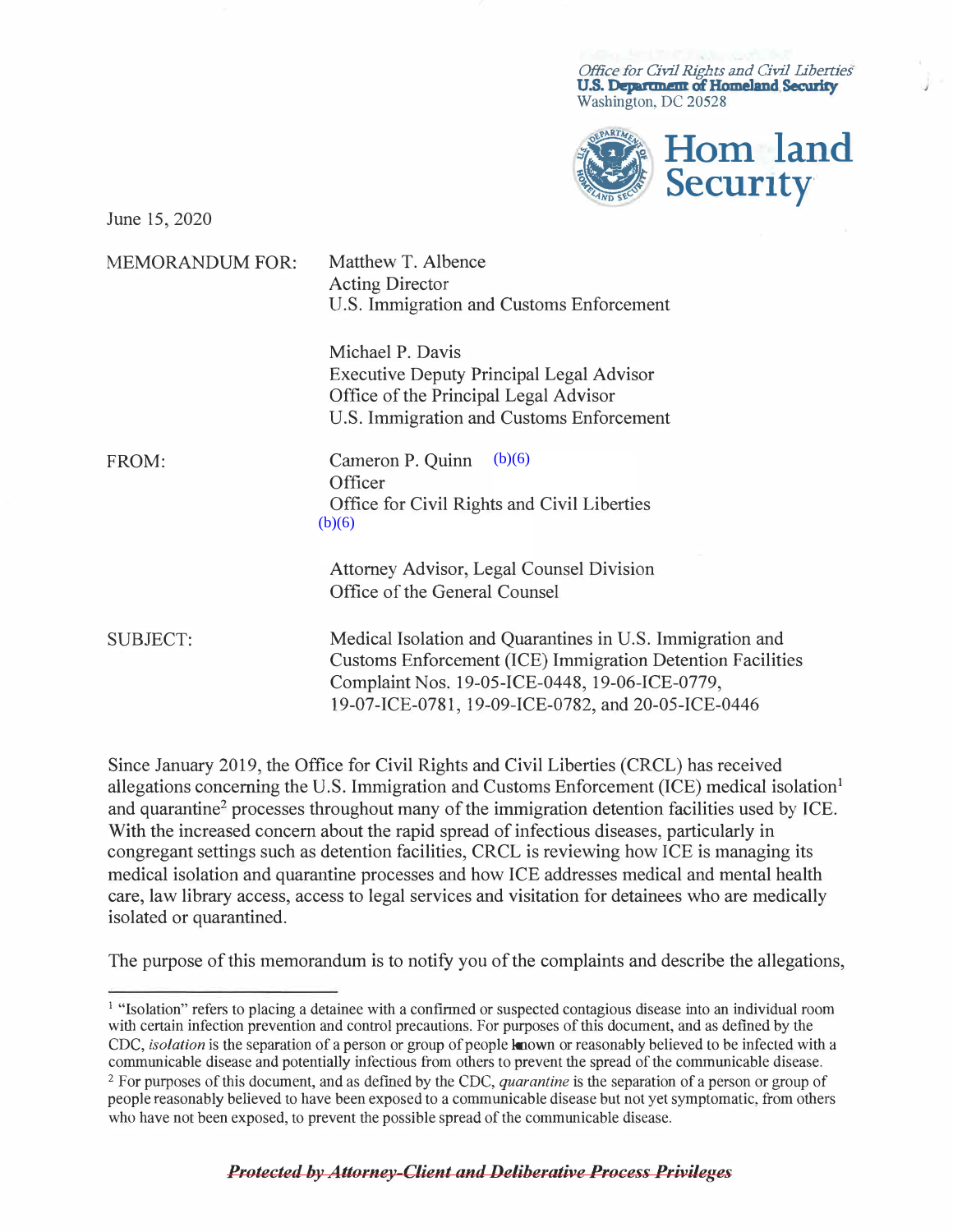Office for Civil Rights and Civil Liberties
**U.S. Department of Homeland Security**
Washington, DC 20528

**Homeland Security**

June 15, 2020

MEMORANDUM FOR: Matthew T. Albence
Acting Director
U.S. Immigration and Customs Enforcement

Michael P. Davis
Executive Deputy Principal Legal Advisor
Office of the Principal Legal Advisor
U.S. Immigration and Customs Enforcement

FROM: Cameron P. Quinn (b)(6)
Officer
Office for Civil Rights and Civil Liberties
(b)(6)

Attorney Advisor, Legal Counsel Division
Office of the General Counsel

SUBJECT: Medical Isolation and Quarantines in U.S. Immigration and Customs Enforcement (ICE) Immigration Detention Facilities
Complaint Nos. 19-05-ICE-0448, 19-06-ICE-0779, 19-07-ICE-0781, 19-09-ICE-0782, and 20-05-ICE-0446

Since January 2019, the Office for Civil Rights and Civil Liberties (CRCL) has received allegations concerning the U.S. Immigration and Customs Enforcement (ICE) medical isolation[1] and quarantine[2] processes throughout many of the immigration detention facilities used by ICE. With the increased concern about the rapid spread of infectious diseases, particularly in congregant settings such as detention facilities, CRCL is reviewing how ICE is managing its medical isolation and quarantine processes and how ICE addresses medical and mental health care, law library access, access to legal services and visitation for detainees who are medically isolated or quarantined.

The purpose of this memorandum is to notify you of the complaints and describe the allegations,

---

[1] "Isolation" refers to placing a detainee with a confirmed or suspected contagious disease into an individual room with certain infection prevention and control precautions. For purposes of this document, and as defined by the CDC, *isolation* is the separation of a person or group of people known or reasonably believed to be infected with a communicable disease and potentially infectious from others to prevent the spread of the communicable disease.

[2] For purposes of this document, and as defined by the CDC, *quarantine* is the separation of a person or group of people reasonably believed to have been exposed to a communicable disease but not yet symptomatic, from others who have not been exposed, to prevent the possible spread of the communicable disease.

~~***Protected by Attorney-Client and Deliberative Process Privileges***~~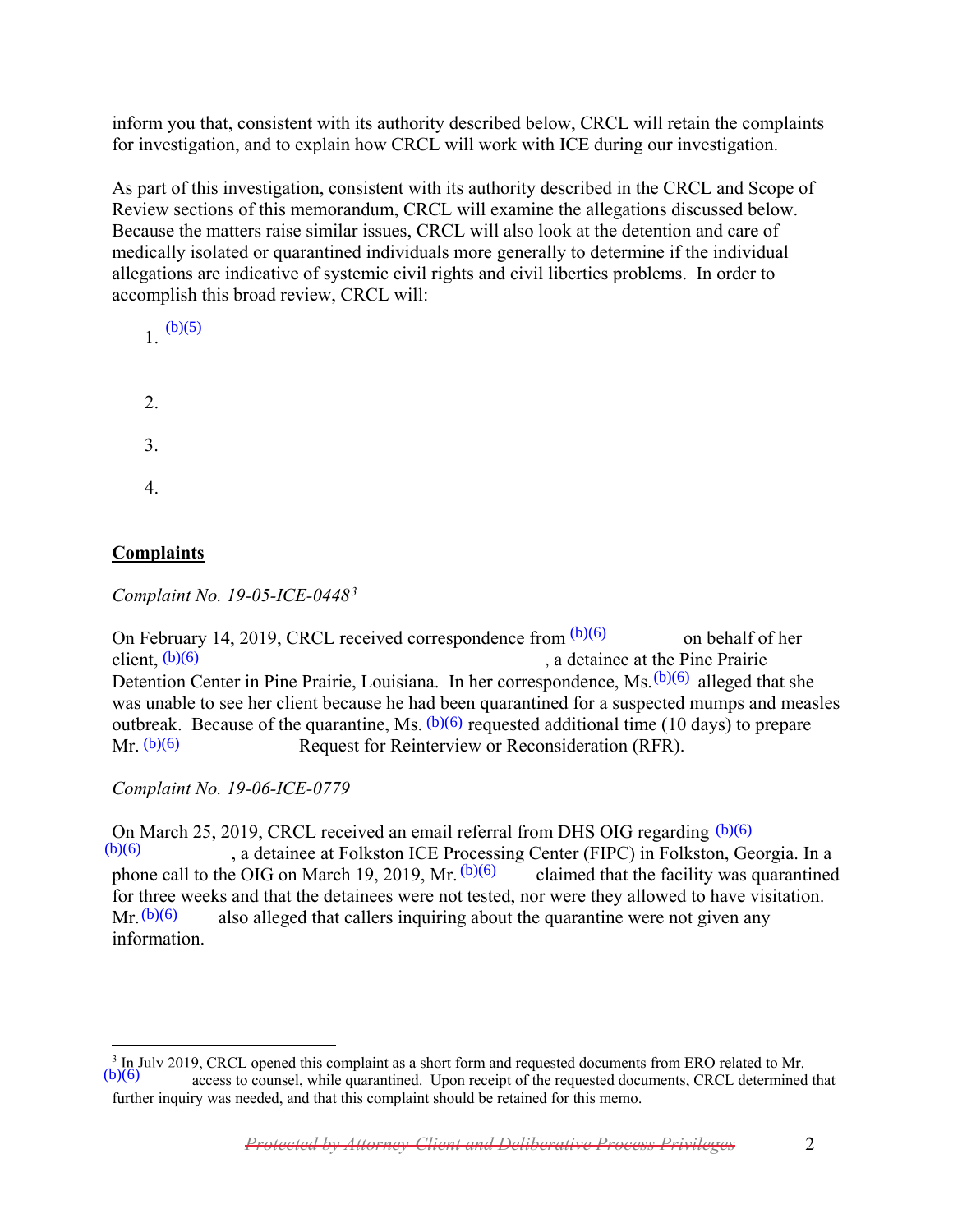inform you that, consistent with its authority described below, CRCL will retain the complaints for investigation, and to explain how CRCL will work with ICE during our investigation.

As part of this investigation, consistent with its authority described in the CRCL and Scope of Review sections of this memorandum, CRCL will examine the allegations discussed below. Because the matters raise similar issues, CRCL will also look at the detention and care of medically isolated or quarantined individuals more generally to determine if the individual allegations are indicative of systemic civil rights and civil liberties problems. In order to accomplish this broad review, CRCL will:

1. (b)(5)

2.

3.

4.

## Complaints

*Complaint No. 19-05-ICE-0448*[3]

On February 14, 2019, CRCL received correspondence from (b)(6) on behalf of her client, (b)(6), a detainee at the Pine Prairie Detention Center in Pine Prairie, Louisiana. In her correspondence, Ms. (b)(6) alleged that she was unable to see her client because he had been quarantined for a suspected mumps and measles outbreak. Because of the quarantine, Ms. (b)(6) requested additional time (10 days) to prepare Mr. (b)(6) Request for Reinterview or Reconsideration (RFR).

*Complaint No. 19-06-ICE-0779*

On March 25, 2019, CRCL received an email referral from DHS OIG regarding (b)(6) (b)(6), a detainee at Folkston ICE Processing Center (FIPC) in Folkston, Georgia. In a phone call to the OIG on March 19, 2019, Mr. (b)(6) claimed that the facility was quarantined for three weeks and that the detainees were not tested, nor were they allowed to have visitation. Mr. (b)(6) also alleged that callers inquiring about the quarantine were not given any information.

[3] In July 2019, CRCL opened this complaint as a short form and requested documents from ERO related to Mr. (b)(6) access to counsel, while quarantined. Upon receipt of the requested documents, CRCL determined that further inquiry was needed, and that this complaint should be retained for this memo.

~~Protected by Attorney-Client and Deliberative Process Privileges~~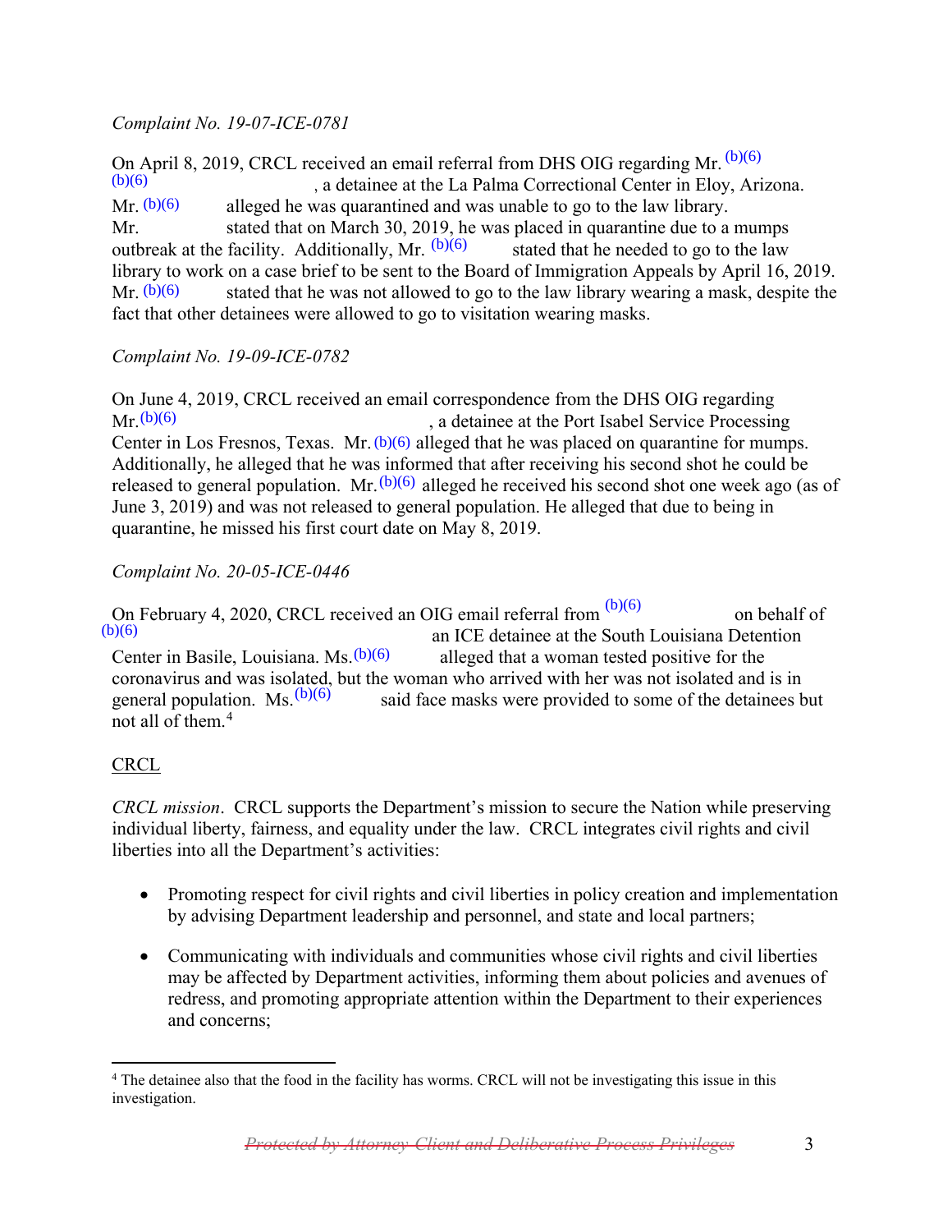*Complaint No. 19-07-ICE-0781*

On April 8, 2019, CRCL received an email referral from DHS OIG regarding Mr. (b)(6) (b)(6), a detainee at the La Palma Correctional Center in Eloy, Arizona. Mr. (b)(6) alleged he was quarantined and was unable to go to the law library. Mr. stated that on March 30, 2019, he was placed in quarantine due to a mumps outbreak at the facility. Additionally, Mr. (b)(6) stated that he needed to go to the law library to work on a case brief to be sent to the Board of Immigration Appeals by April 16, 2019. Mr. (b)(6) stated that he was not allowed to go to the law library wearing a mask, despite the fact that other detainees were allowed to go to visitation wearing masks.

*Complaint No. 19-09-ICE-0782*

On June 4, 2019, CRCL received an email correspondence from the DHS OIG regarding Mr. (b)(6), a detainee at the Port Isabel Service Processing Center in Los Fresnos, Texas. Mr. (b)(6) alleged that he was placed on quarantine for mumps. Additionally, he alleged that he was informed that after receiving his second shot he could be released to general population. Mr. (b)(6) alleged he received his second shot one week ago (as of June 3, 2019) and was not released to general population. He alleged that due to being in quarantine, he missed his first court date on May 8, 2019.

*Complaint No. 20-05-ICE-0446*

On February 4, 2020, CRCL received an OIG email referral from (b)(6) on behalf of (b)(6) an ICE detainee at the South Louisiana Detention Center in Basile, Louisiana. Ms. (b)(6) alleged that a woman tested positive for the coronavirus and was isolated, but the woman who arrived with her was not isolated and is in general population. Ms. (b)(6) said face masks were provided to some of the detainees but not all of them.[4]

CRCL

*CRCL mission*. CRCL supports the Department's mission to secure the Nation while preserving individual liberty, fairness, and equality under the law. CRCL integrates civil rights and civil liberties into all the Department's activities:

- Promoting respect for civil rights and civil liberties in policy creation and implementation by advising Department leadership and personnel, and state and local partners;
- Communicating with individuals and communities whose civil rights and civil liberties may be affected by Department activities, informing them about policies and avenues of redress, and promoting appropriate attention within the Department to their experiences and concerns;

[4] The detainee also that the food in the facility has worms. CRCL will not be investigating this issue in this investigation.

~~Protected by Attorney-Client and Deliberative Process Privileges~~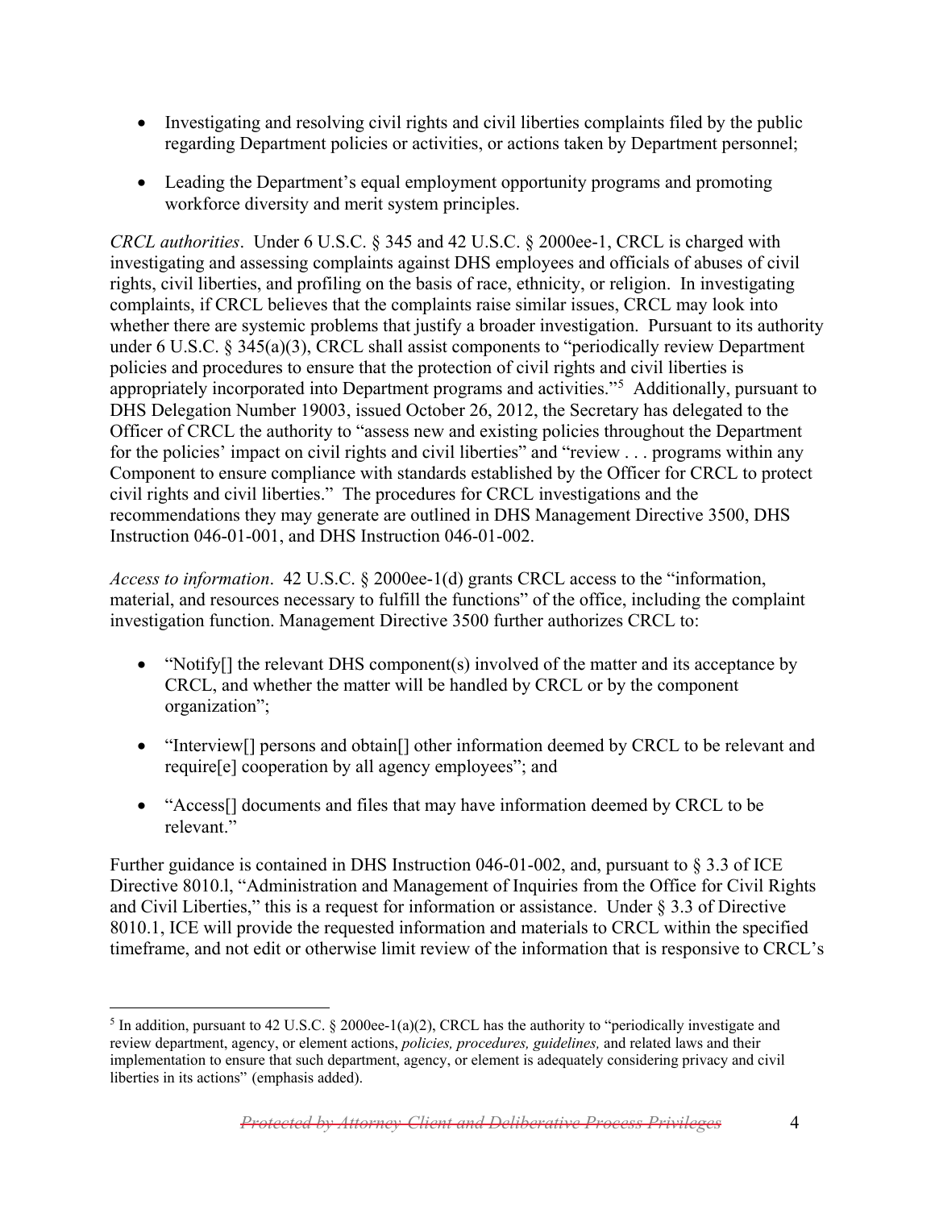- Investigating and resolving civil rights and civil liberties complaints filed by the public regarding Department policies or activities, or actions taken by Department personnel;
- Leading the Department's equal employment opportunity programs and promoting workforce diversity and merit system principles.

*CRCL authorities*. Under 6 U.S.C. § 345 and 42 U.S.C. § 2000ee-1, CRCL is charged with investigating and assessing complaints against DHS employees and officials of abuses of civil rights, civil liberties, and profiling on the basis of race, ethnicity, or religion. In investigating complaints, if CRCL believes that the complaints raise similar issues, CRCL may look into whether there are systemic problems that justify a broader investigation. Pursuant to its authority under 6 U.S.C. § 345(a)(3), CRCL shall assist components to "periodically review Department policies and procedures to ensure that the protection of civil rights and civil liberties is appropriately incorporated into Department programs and activities."[5] Additionally, pursuant to DHS Delegation Number 19003, issued October 26, 2012, the Secretary has delegated to the Officer of CRCL the authority to "assess new and existing policies throughout the Department for the policies' impact on civil rights and civil liberties" and "review . . . programs within any Component to ensure compliance with standards established by the Officer for CRCL to protect civil rights and civil liberties." The procedures for CRCL investigations and the recommendations they may generate are outlined in DHS Management Directive 3500, DHS Instruction 046-01-001, and DHS Instruction 046-01-002.

*Access to information*. 42 U.S.C. § 2000ee-1(d) grants CRCL access to the "information, material, and resources necessary to fulfill the functions" of the office, including the complaint investigation function. Management Directive 3500 further authorizes CRCL to:

- "Notify[] the relevant DHS component(s) involved of the matter and its acceptance by CRCL, and whether the matter will be handled by CRCL or by the component organization";
- "Interview[] persons and obtain[] other information deemed by CRCL to be relevant and require[e] cooperation by all agency employees"; and
- "Access[] documents and files that may have information deemed by CRCL to be relevant."

Further guidance is contained in DHS Instruction 046-01-002, and, pursuant to § 3.3 of ICE Directive 8010.l, "Administration and Management of Inquiries from the Office for Civil Rights and Civil Liberties," this is a request for information or assistance. Under § 3.3 of Directive 8010.1, ICE will provide the requested information and materials to CRCL within the specified timeframe, and not edit or otherwise limit review of the information that is responsive to CRCL's

[5] In addition, pursuant to 42 U.S.C. § 2000ee-1(a)(2), CRCL has the authority to "periodically investigate and review department, agency, or element actions, *policies, procedures, guidelines,* and related laws and their implementation to ensure that such department, agency, or element is adequately considering privacy and civil liberties in its actions" (emphasis added).

~~*Protected by Attorney-Client and Deliberative Process Privileges*~~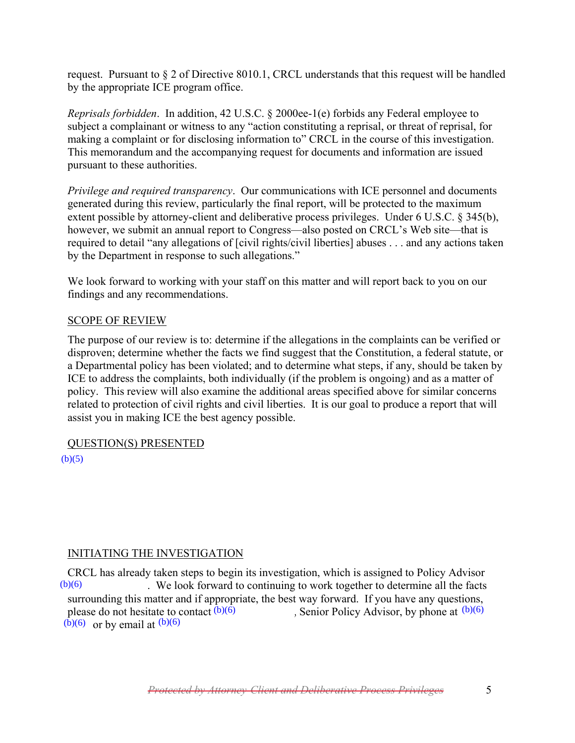request. Pursuant to § 2 of Directive 8010.1, CRCL understands that this request will be handled by the appropriate ICE program office.

*Reprisals forbidden*. In addition, 42 U.S.C. § 2000ee-1(e) forbids any Federal employee to subject a complainant or witness to any "action constituting a reprisal, or threat of reprisal, for making a complaint or for disclosing information to" CRCL in the course of this investigation. This memorandum and the accompanying request for documents and information are issued pursuant to these authorities.

*Privilege and required transparency*. Our communications with ICE personnel and documents generated during this review, particularly the final report, will be protected to the maximum extent possible by attorney-client and deliberative process privileges. Under 6 U.S.C. § 345(b), however, we submit an annual report to Congress—also posted on CRCL's Web site—that is required to detail "any allegations of [civil rights/civil liberties] abuses . . . and any actions taken by the Department in response to such allegations."

We look forward to working with your staff on this matter and will report back to you on our findings and any recommendations.

## SCOPE OF REVIEW

The purpose of our review is to: determine if the allegations in the complaints can be verified or disproven; determine whether the facts we find suggest that the Constitution, a federal statute, or a Departmental policy has been violated; and to determine what steps, if any, should be taken by ICE to address the complaints, both individually (if the problem is ongoing) and as a matter of policy. This review will also examine the additional areas specified above for similar concerns related to protection of civil rights and civil liberties. It is our goal to produce a report that will assist you in making ICE the best agency possible.

## QUESTION(S) PRESENTED

(b)(5)

## INITIATING THE INVESTIGATION

CRCL has already taken steps to begin its investigation, which is assigned to Policy Advisor (b)(6). We look forward to continuing to work together to determine all the facts surrounding this matter and if appropriate, the best way forward. If you have any questions, please do not hesitate to contact (b)(6), Senior Policy Advisor, by phone at (b)(6) (b)(6) or by email at (b)(6)

~~Protected by Attorney-Client and Deliberative Process Privileges~~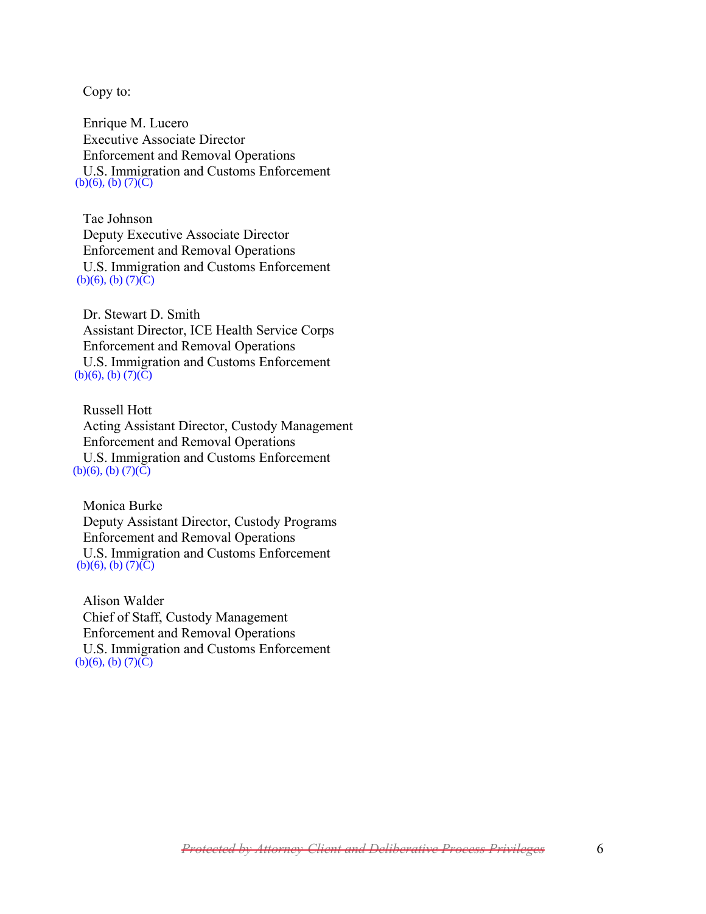Copy to:

Enrique M. Lucero
Executive Associate Director
Enforcement and Removal Operations
U.S. Immigration and Customs Enforcement
(b)(6), (b) (7)(C)

Tae Johnson
Deputy Executive Associate Director
Enforcement and Removal Operations
U.S. Immigration and Customs Enforcement
(b)(6), (b) (7)(C)

Dr. Stewart D. Smith
Assistant Director, ICE Health Service Corps
Enforcement and Removal Operations
U.S. Immigration and Customs Enforcement
(b)(6), (b) (7)(C)

Russell Hott
Acting Assistant Director, Custody Management
Enforcement and Removal Operations
U.S. Immigration and Customs Enforcement
(b)(6), (b) (7)(C)

Monica Burke
Deputy Assistant Director, Custody Programs
Enforcement and Removal Operations
U.S. Immigration and Customs Enforcement
(b)(6), (b) (7)(C)

Alison Walder
Chief of Staff, Custody Management
Enforcement and Removal Operations
U.S. Immigration and Customs Enforcement
(b)(6), (b) (7)(C)

~~*Protected by Attorney-Client and Deliberative Process Privileges*~~